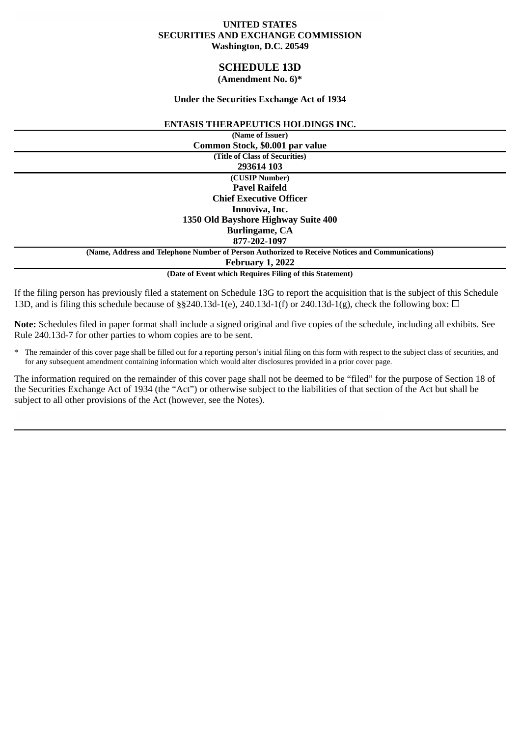**UNITED STATES**
**SECURITIES AND EXCHANGE COMMISSION**
**Washington, D.C. 20549**

# SCHEDULE 13D

**(Amendment No. 6)***

**Under the Securities Exchange Act of 1934**

**ENTASIS THERAPEUTICS HOLDINGS INC.**

**(Name of Issuer)**

**Common Stock, $0.001 par value**

**(Title of Class of Securities)**

**293614 103**

**(CUSIP Number)**

**Pavel Raifeld**
**Chief Executive Officer**
**Innoviva, Inc.**
**1350 Old Bayshore Highway Suite 400**
**Burlingame, CA**
**877-202-1097**

**(Name, Address and Telephone Number of Person Authorized to Receive Notices and Communications)**

**February 1, 2022**

**(Date of Event which Requires Filing of this Statement)**

If the filing person has previously filed a statement on Schedule 13G to report the acquisition that is the subject of this Schedule 13D, and is filing this schedule because of §§240.13d-1(e), 240.13d-1(f) or 240.13d-1(g), check the following box: ☐

**Note:** Schedules filed in paper format shall include a signed original and five copies of the schedule, including all exhibits. See Rule 240.13d-7 for other parties to whom copies are to be sent.

* The remainder of this cover page shall be filled out for a reporting person's initial filing on this form with respect to the subject class of securities, and for any subsequent amendment containing information which would alter disclosures provided in a prior cover page.

The information required on the remainder of this cover page shall not be deemed to be "filed" for the purpose of Section 18 of the Securities Exchange Act of 1934 (the "Act") or otherwise subject to the liabilities of that section of the Act but shall be subject to all other provisions of the Act (however, see the Notes).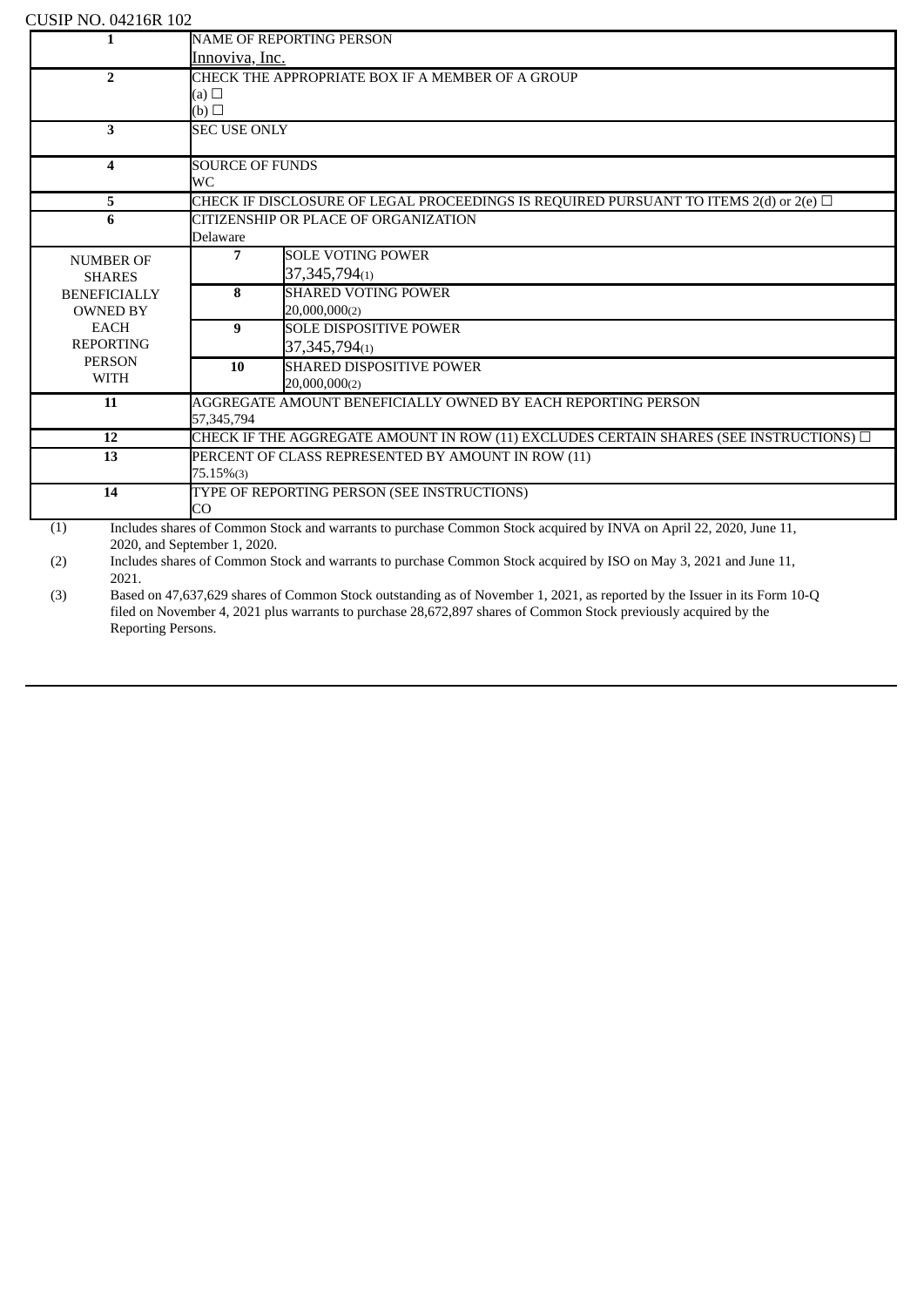CUSIP NO. 04216R 102

| | | | |
|---|---|---|---|
| 1 | NAME OF REPORTING PERSON<br>Innoviva, Inc. | | |
| 2 | CHECK THE APPROPRIATE BOX IF A MEMBER OF A GROUP<br>(a) ☐<br>(b) ☐ | | |
| 3 | SEC USE ONLY | | |
| 4 | SOURCE OF FUNDS<br>WC | | |
| 5 | CHECK IF DISCLOSURE OF LEGAL PROCEEDINGS IS REQUIRED PURSUANT TO ITEMS 2(d) or 2(e) ☐ | | |
| 6 | CITIZENSHIP OR PLACE OF ORGANIZATION<br>Delaware | | |
| NUMBER OF SHARES BENEFICIALLY OWNED BY EACH REPORTING PERSON WITH | 7 | SOLE VOTING POWER<br>37,345,794(1) | |
| | 8 | SHARED VOTING POWER<br>20,000,000(2) | |
| | 9 | SOLE DISPOSITIVE POWER<br>37,345,794(1) | |
| | 10 | SHARED DISPOSITIVE POWER<br>20,000,000(2) | |
| 11 | AGGREGATE AMOUNT BENEFICIALLY OWNED BY EACH REPORTING PERSON<br>57,345,794 | | |
| 12 | CHECK IF THE AGGREGATE AMOUNT IN ROW (11) EXCLUDES CERTAIN SHARES (SEE INSTRUCTIONS) ☐ | | |
| 13 | PERCENT OF CLASS REPRESENTED BY AMOUNT IN ROW (11)<br>75.15%(3) | | |
| 14 | TYPE OF REPORTING PERSON (SEE INSTRUCTIONS)<br>CO | | |

(1) Includes shares of Common Stock and warrants to purchase Common Stock acquired by INVA on April 22, 2020, June 11, 2020, and September 1, 2020.

(2) Includes shares of Common Stock and warrants to purchase Common Stock acquired by ISO on May 3, 2021 and June 11, 2021.

(3) Based on 47,637,629 shares of Common Stock outstanding as of November 1, 2021, as reported by the Issuer in its Form 10-Q filed on November 4, 2021 plus warrants to purchase 28,672,897 shares of Common Stock previously acquired by the Reporting Persons.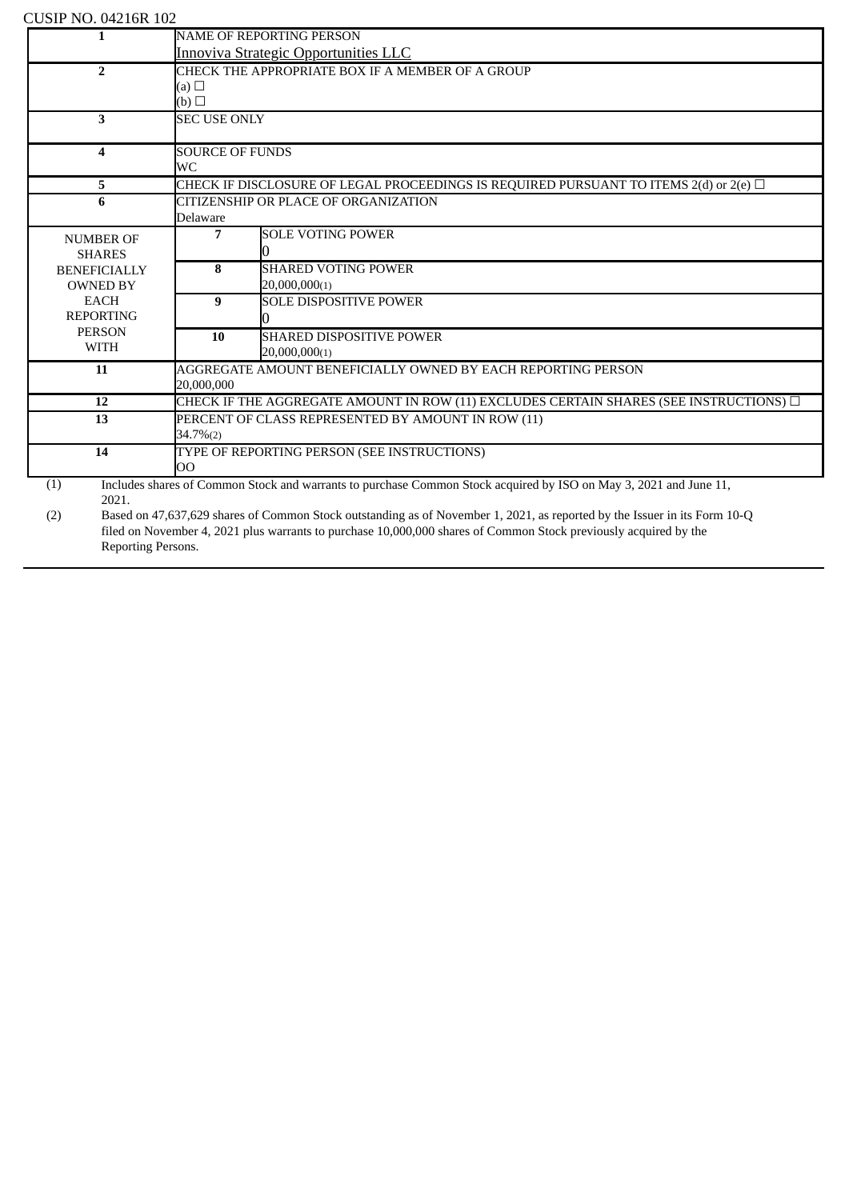CUSIP NO. 04216R 102

| | | | |
|---|---|---|---|
| 1 | NAME OF REPORTING PERSON<br>Innoviva Strategic Opportunities LLC | | |
| 2 | CHECK THE APPROPRIATE BOX IF A MEMBER OF A GROUP<br>(a) ☐<br>(b) ☐ | | |
| 3 | SEC USE ONLY | | |
| 4 | SOURCE OF FUNDS<br>WC | | |
| 5 | CHECK IF DISCLOSURE OF LEGAL PROCEEDINGS IS REQUIRED PURSUANT TO ITEMS 2(d) or 2(e) ☐ | | |
| 6 | CITIZENSHIP OR PLACE OF ORGANIZATION<br>Delaware | | |
| NUMBER OF SHARES BENEFICIALLY OWNED BY EACH REPORTING PERSON WITH | 7 | SOLE VOTING POWER<br>0 | |
| | 8 | SHARED VOTING POWER<br>20,000,000(1) | |
| | 9 | SOLE DISPOSITIVE POWER<br>0 | |
| | 10 | SHARED DISPOSITIVE POWER<br>20,000,000(1) | |
| 11 | AGGREGATE AMOUNT BENEFICIALLY OWNED BY EACH REPORTING PERSON<br>20,000,000 | | |
| 12 | CHECK IF THE AGGREGATE AMOUNT IN ROW (11) EXCLUDES CERTAIN SHARES (SEE INSTRUCTIONS) ☐ | | |
| 13 | PERCENT OF CLASS REPRESENTED BY AMOUNT IN ROW (11)<br>34.7%(2) | | |
| 14 | TYPE OF REPORTING PERSON (SEE INSTRUCTIONS)<br>OO | | |

(1) Includes shares of Common Stock and warrants to purchase Common Stock acquired by ISO on May 3, 2021 and June 11, 2021.

(2) Based on 47,637,629 shares of Common Stock outstanding as of November 1, 2021, as reported by the Issuer in its Form 10-Q filed on November 4, 2021 plus warrants to purchase 10,000,000 shares of Common Stock previously acquired by the Reporting Persons.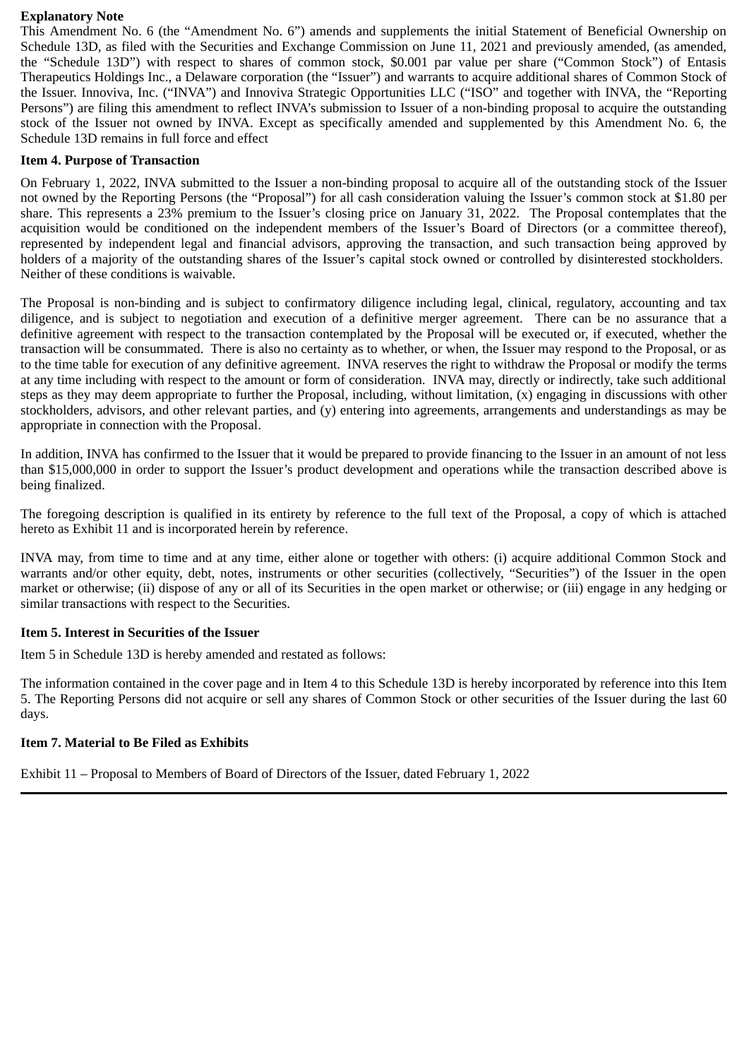**Explanatory Note**

This Amendment No. 6 (the "Amendment No. 6") amends and supplements the initial Statement of Beneficial Ownership on Schedule 13D, as filed with the Securities and Exchange Commission on June 11, 2021 and previously amended, (as amended, the "Schedule 13D") with respect to shares of common stock, $0.001 par value per share ("Common Stock") of Entasis Therapeutics Holdings Inc., a Delaware corporation (the "Issuer") and warrants to acquire additional shares of Common Stock of the Issuer. Innoviva, Inc. ("INVA") and Innoviva Strategic Opportunities LLC ("ISO" and together with INVA, the "Reporting Persons") are filing this amendment to reflect INVA's submission to Issuer of a non-binding proposal to acquire the outstanding stock of the Issuer not owned by INVA. Except as specifically amended and supplemented by this Amendment No. 6, the Schedule 13D remains in full force and effect

**Item 4. Purpose of Transaction**

On February 1, 2022, INVA submitted to the Issuer a non-binding proposal to acquire all of the outstanding stock of the Issuer not owned by the Reporting Persons (the "Proposal") for all cash consideration valuing the Issuer's common stock at $1.80 per share. This represents a 23% premium to the Issuer's closing price on January 31, 2022. The Proposal contemplates that the acquisition would be conditioned on the independent members of the Issuer's Board of Directors (or a committee thereof), represented by independent legal and financial advisors, approving the transaction, and such transaction being approved by holders of a majority of the outstanding shares of the Issuer's capital stock owned or controlled by disinterested stockholders. Neither of these conditions is waivable.

The Proposal is non-binding and is subject to confirmatory diligence including legal, clinical, regulatory, accounting and tax diligence, and is subject to negotiation and execution of a definitive merger agreement. There can be no assurance that a definitive agreement with respect to the transaction contemplated by the Proposal will be executed or, if executed, whether the transaction will be consummated. There is also no certainty as to whether, or when, the Issuer may respond to the Proposal, or as to the time table for execution of any definitive agreement. INVA reserves the right to withdraw the Proposal or modify the terms at any time including with respect to the amount or form of consideration. INVA may, directly or indirectly, take such additional steps as they may deem appropriate to further the Proposal, including, without limitation, (x) engaging in discussions with other stockholders, advisors, and other relevant parties, and (y) entering into agreements, arrangements and understandings as may be appropriate in connection with the Proposal.

In addition, INVA has confirmed to the Issuer that it would be prepared to provide financing to the Issuer in an amount of not less than $15,000,000 in order to support the Issuer's product development and operations while the transaction described above is being finalized.

The foregoing description is qualified in its entirety by reference to the full text of the Proposal, a copy of which is attached hereto as Exhibit 11 and is incorporated herein by reference.

INVA may, from time to time and at any time, either alone or together with others: (i) acquire additional Common Stock and warrants and/or other equity, debt, notes, instruments or other securities (collectively, "Securities") of the Issuer in the open market or otherwise; (ii) dispose of any or all of its Securities in the open market or otherwise; or (iii) engage in any hedging or similar transactions with respect to the Securities.

**Item 5. Interest in Securities of the Issuer**

Item 5 in Schedule 13D is hereby amended and restated as follows:

The information contained in the cover page and in Item 4 to this Schedule 13D is hereby incorporated by reference into this Item 5. The Reporting Persons did not acquire or sell any shares of Common Stock or other securities of the Issuer during the last 60 days.

**Item 7. Material to Be Filed as Exhibits**

Exhibit 11 – Proposal to Members of Board of Directors of the Issuer, dated February 1, 2022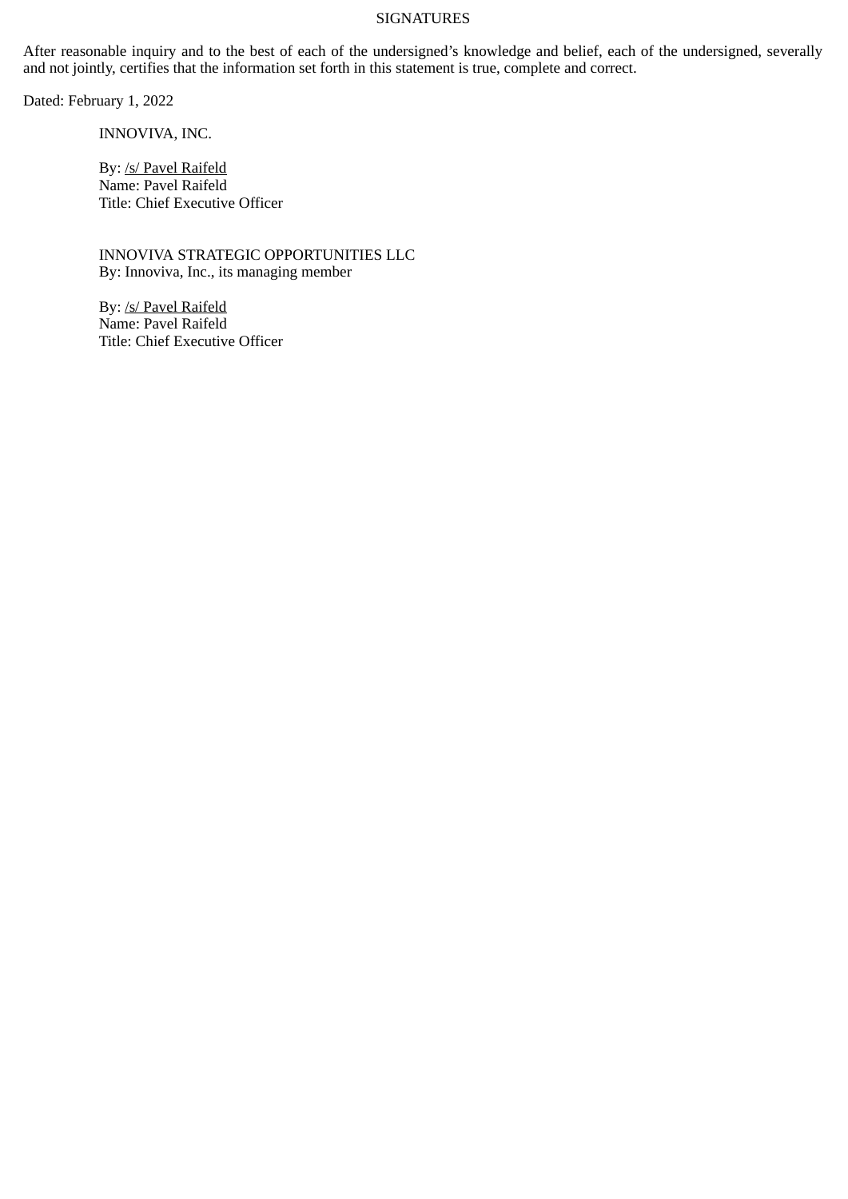SIGNATURES

After reasonable inquiry and to the best of each of the undersigned's knowledge and belief, each of the undersigned, severally and not jointly, certifies that the information set forth in this statement is true, complete and correct.

Dated: February 1, 2022

INNOVIVA, INC.

By: /s/ Pavel Raifeld
Name: Pavel Raifeld
Title: Chief Executive Officer

INNOVIVA STRATEGIC OPPORTUNITIES LLC
By: Innoviva, Inc., its managing member

By: /s/ Pavel Raifeld
Name: Pavel Raifeld
Title: Chief Executive Officer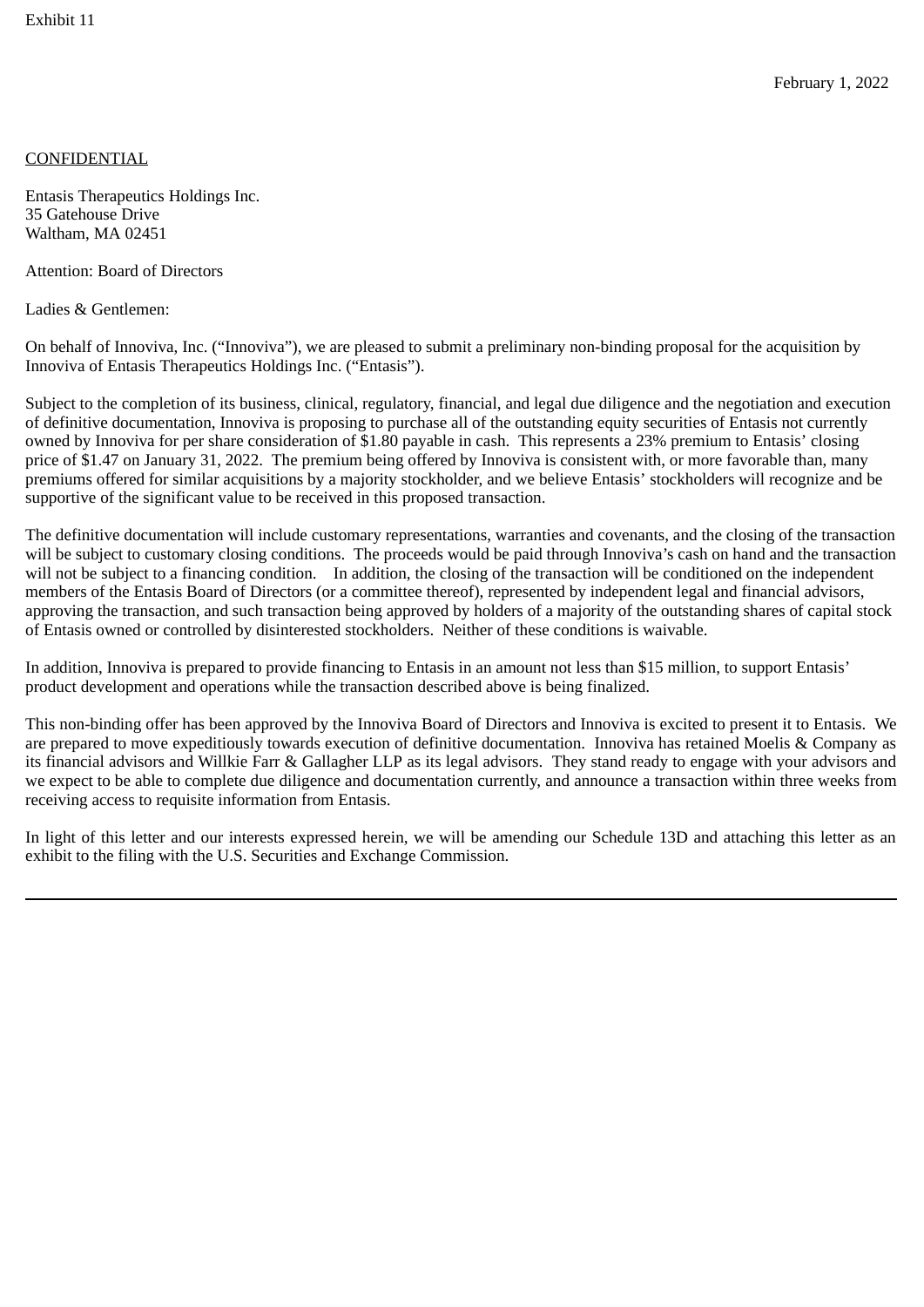Exhibit 11

February 1, 2022

<u>CONFIDENTIAL</u>

Entasis Therapeutics Holdings Inc.
35 Gatehouse Drive
Waltham, MA 02451

Attention: Board of Directors

Ladies & Gentlemen:

On behalf of Innoviva, Inc. ("Innoviva"), we are pleased to submit a preliminary non-binding proposal for the acquisition by Innoviva of Entasis Therapeutics Holdings Inc. ("Entasis").

Subject to the completion of its business, clinical, regulatory, financial, and legal due diligence and the negotiation and execution of definitive documentation, Innoviva is proposing to purchase all of the outstanding equity securities of Entasis not currently owned by Innoviva for per share consideration of $1.80 payable in cash. This represents a 23% premium to Entasis' closing price of $1.47 on January 31, 2022. The premium being offered by Innoviva is consistent with, or more favorable than, many premiums offered for similar acquisitions by a majority stockholder, and we believe Entasis' stockholders will recognize and be supportive of the significant value to be received in this proposed transaction.

The definitive documentation will include customary representations, warranties and covenants, and the closing of the transaction will be subject to customary closing conditions. The proceeds would be paid through Innoviva's cash on hand and the transaction will not be subject to a financing condition. In addition, the closing of the transaction will be conditioned on the independent members of the Entasis Board of Directors (or a committee thereof), represented by independent legal and financial advisors, approving the transaction, and such transaction being approved by holders of a majority of the outstanding shares of capital stock of Entasis owned or controlled by disinterested stockholders. Neither of these conditions is waivable.

In addition, Innoviva is prepared to provide financing to Entasis in an amount not less than $15 million, to support Entasis' product development and operations while the transaction described above is being finalized.

This non-binding offer has been approved by the Innoviva Board of Directors and Innoviva is excited to present it to Entasis. We are prepared to move expeditiously towards execution of definitive documentation. Innoviva has retained Moelis & Company as its financial advisors and Willkie Farr & Gallagher LLP as its legal advisors. They stand ready to engage with your advisors and we expect to be able to complete due diligence and documentation currently, and announce a transaction within three weeks from receiving access to requisite information from Entasis.

In light of this letter and our interests expressed herein, we will be amending our Schedule 13D and attaching this letter as an exhibit to the filing with the U.S. Securities and Exchange Commission.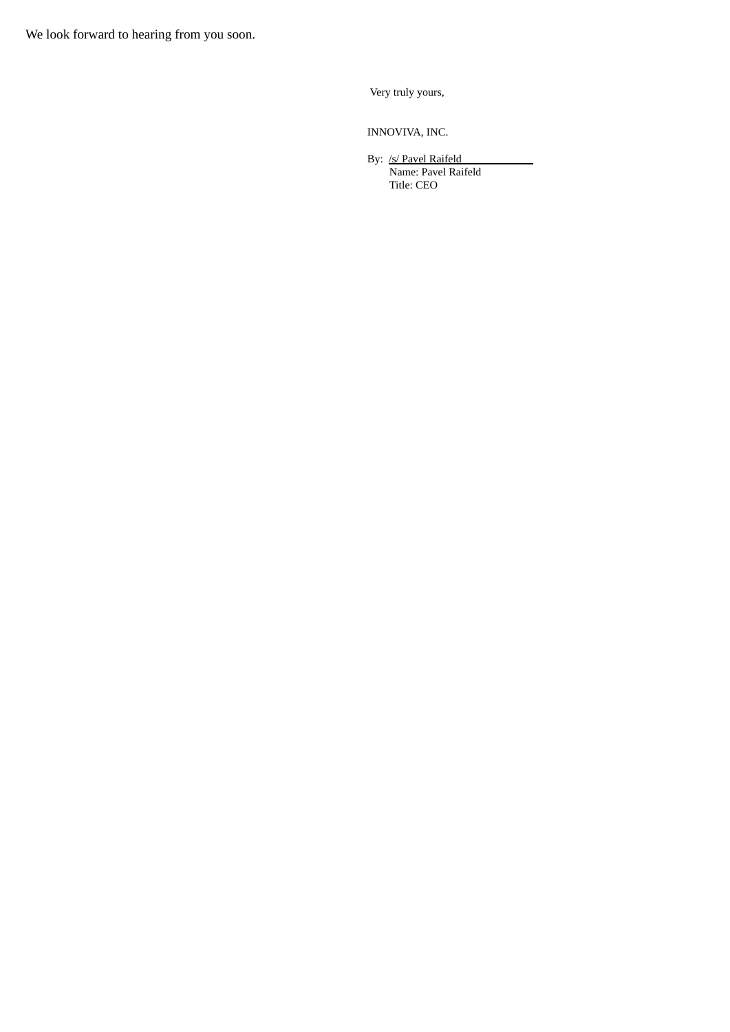We look forward to hearing from you soon.

Very truly yours,

INNOVIVA, INC.

By: /s/ Pavel Raifeld
Name: Pavel Raifeld
Title: CEO